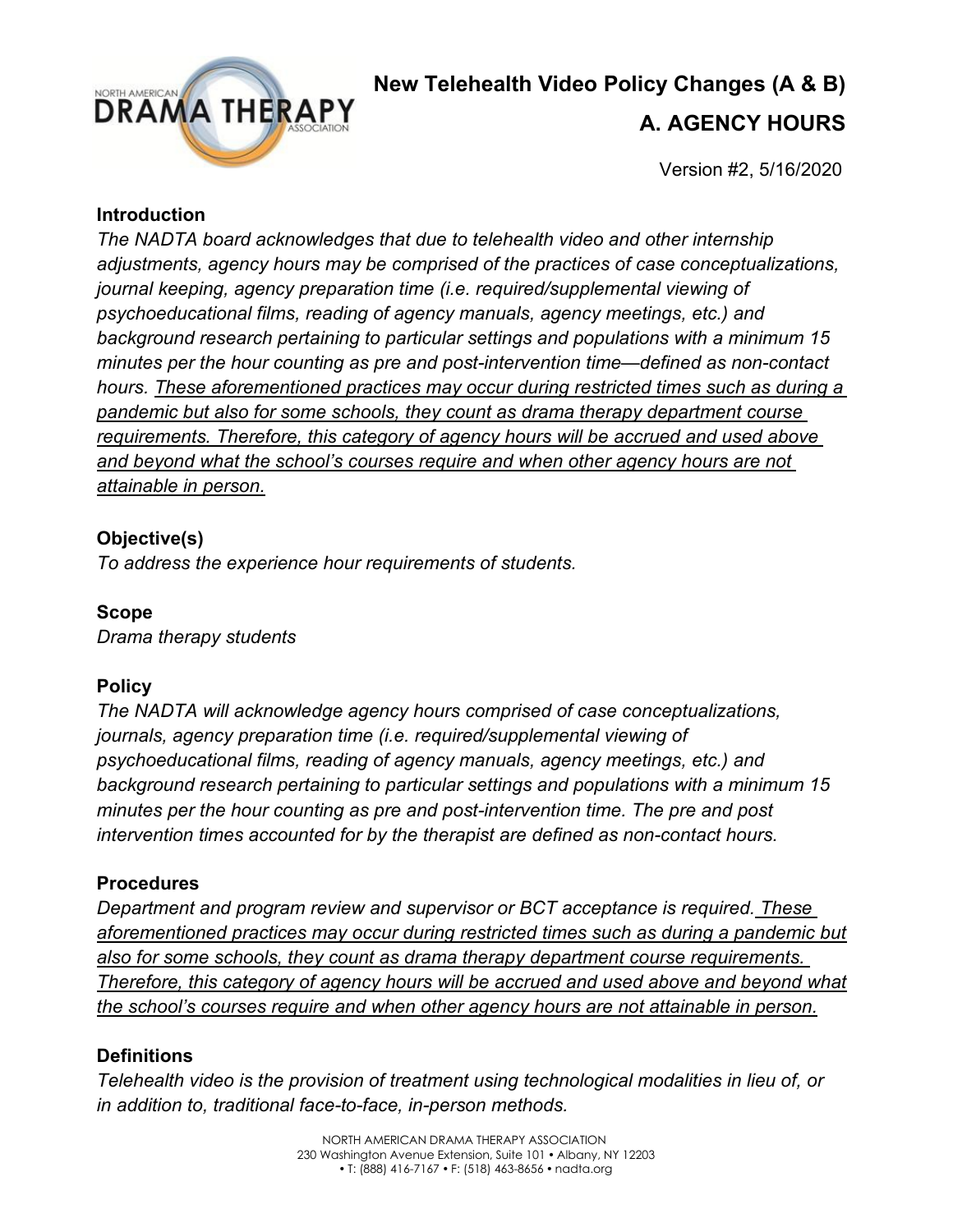# New Telehealth Video Policy Changes (A & B)

## A. AGENCY HOURS

Version #2, 5/16/2020

### Introduction

*The NADTA board acknowledges that due to telehealth video and other internship adjustments, agency hours may be comprised of the practices of case conceptualizations, journal keeping, agency preparation time (i.e. required/supplemental viewing of psychoeducational films, reading of agency manuals, agency meetings, etc.) and background research pertaining to particular settings and populations with a minimum 15 minutes per the hour counting as pre and post-intervention time—defined as non-contact hours. <u>These aforementioned practices may occur during restricted times such as during a pandemic but also for some schools, they count as drama therapy department course requirements. Therefore, this category of agency hours will be accrued and used above and beyond what the school's courses require and when other agency hours are not attainable in person.</u>*

### Objective(s)

*To address the experience hour requirements of students.*

### Scope

*Drama therapy students*

### Policy

*The NADTA will acknowledge agency hours comprised of case conceptualizations, journals, agency preparation time (i.e. required/supplemental viewing of psychoeducational films, reading of agency manuals, agency meetings, etc.) and background research pertaining to particular settings and populations with a minimum 15 minutes per the hour counting as pre and post-intervention time. The pre and post intervention times accounted for by the therapist are defined as non-contact hours.*

### Procedures

*Department and program review and supervisor or BCT acceptance is required. <u>These aforementioned practices may occur during restricted times such as during a pandemic but also for some schools, they count as drama therapy department course requirements. Therefore, this category of agency hours will be accrued and used above and beyond what the school's courses require and when other agency hours are not attainable in person.</u>*

### Definitions

*Telehealth video is the provision of treatment using technological modalities in lieu of, or in addition to, traditional face-to-face, in-person methods.*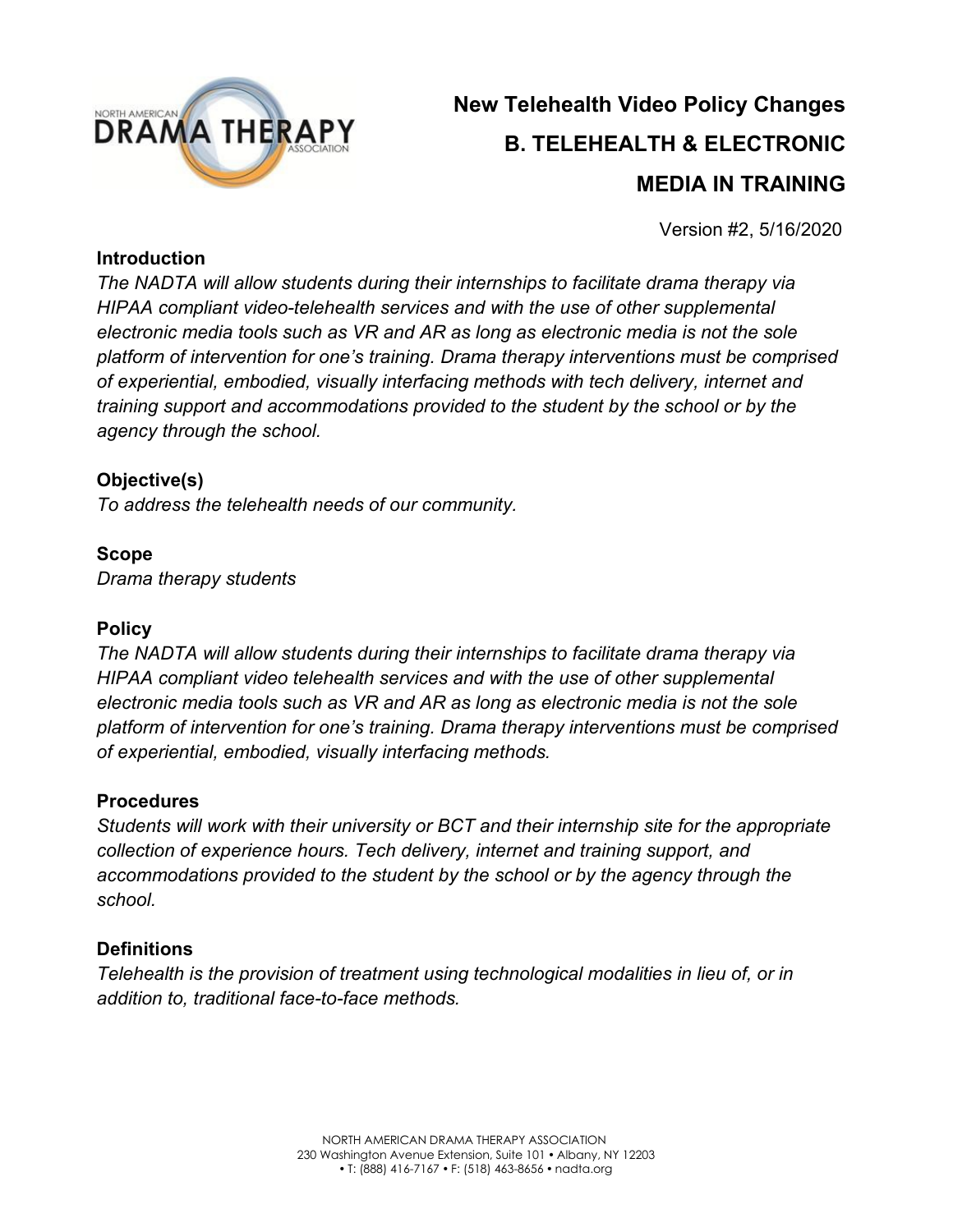# New Telehealth Video Policy Changes

# B. TELEHEALTH & ELECTRONIC MEDIA IN TRAINING

Version #2, 5/16/2020

**Introduction**

*The NADTA will allow students during their internships to facilitate drama therapy via HIPAA compliant video-telehealth services and with the use of other supplemental electronic media tools such as VR and AR as long as electronic media is not the sole platform of intervention for one's training. Drama therapy interventions must be comprised of experiential, embodied, visually interfacing methods with tech delivery, internet and training support and accommodations provided to the student by the school or by the agency through the school.*

**Objective(s)**

*To address the telehealth needs of our community.*

**Scope**

*Drama therapy students*

**Policy**

*The NADTA will allow students during their internships to facilitate drama therapy via HIPAA compliant video telehealth services and with the use of other supplemental electronic media tools such as VR and AR as long as electronic media is not the sole platform of intervention for one's training. Drama therapy interventions must be comprised of experiential, embodied, visually interfacing methods.*

**Procedures**

*Students will work with their university or BCT and their internship site for the appropriate collection of experience hours. Tech delivery, internet and training support, and accommodations provided to the student by the school or by the agency through the school.*

**Definitions**

*Telehealth is the provision of treatment using technological modalities in lieu of, or in addition to, traditional face-to-face methods.*